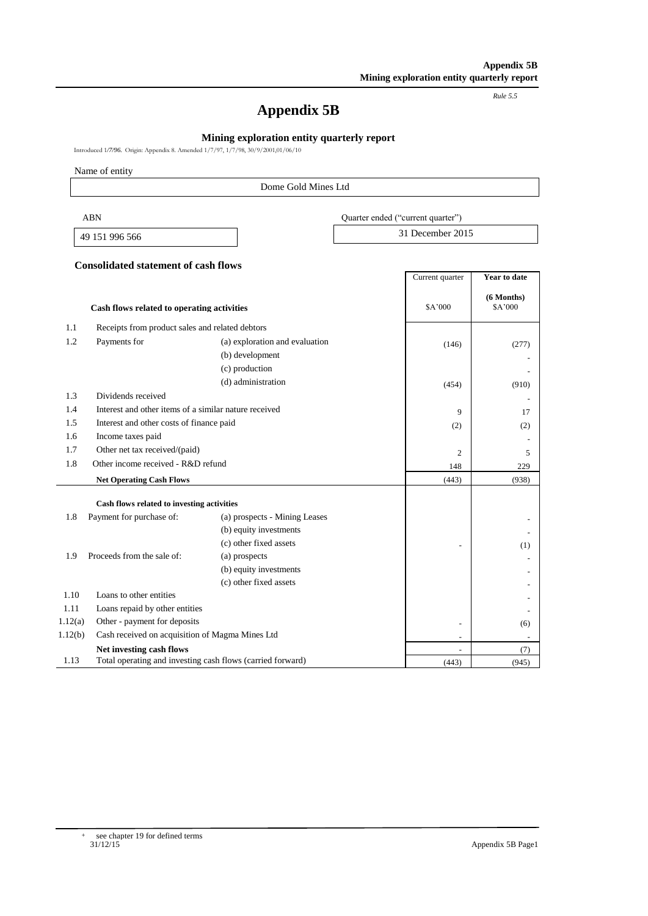**Appendix 5B**
**Mining exploration entity quarterly report**

*Rule 5.5*

# Appendix 5B

## Mining exploration entity quarterly report

Introduced 1/7/96. Origin: Appendix 8. Amended 1/7/97, 1/7/98, 30/9/2001,01/06/10

Name of entity

| Dome Gold Mines Ltd |
|---|

| ABN | Quarter ended ("current quarter") |
|---|---|
| 49 151 996 566 | 31 December 2015 |

### Consolidated statement of cash flows

| | | | Current quarter | Year to date |
|---|---|---|---|---|
| | **Cash flows related to operating activities** | | $A'000 | **(6 Months)** $A'000 |
| 1.1 | Receipts from product sales and related debtors | | | |
| 1.2 | Payments for | (a) exploration and evaluation | (146) | (277) |
| | | (b) development | | - |
| | | (c) production | | - |
| | | (d) administration | (454) | (910) |
| 1.3 | Dividends received | | | - |
| 1.4 | Interest and other items of a similar nature received | | 9 | 17 |
| 1.5 | Interest and other costs of finance paid | | (2) | (2) |
| 1.6 | Income taxes paid | | | - |
| 1.7 | Other net tax received/(paid) | | 2 | 5 |
| 1.8 | Other income received - R&D refund | | 148 | 229 |
| | **Net Operating Cash Flows** | | (443) | (938) |
| | **Cash flows related to investing activities** | | | |
| 1.8 | Payment for purchase of: | (a) prospects - Mining Leases | | - |
| | | (b) equity investments | | - |
| | | (c) other fixed assets | - | (1) |
| 1.9 | Proceeds from the sale of: | (a) prospects | | - |
| | | (b) equity investments | | - |
| | | (c) other fixed assets | | - |
| 1.10 | Loans to other entities | | | - |
| 1.11 | Loans repaid by other entities | | | - |
| 1.12(a) | Other - payment for deposits | | - | (6) |
| 1.12(b) | Cash received on acquisition of Magma Mines Ltd | | - | - |
| | **Net investing cash flows** | | - | (7) |
| 1.13 | Total operating and investing cash flows (carried forward) | | (443) | (945) |

+ see chapter 19 for defined terms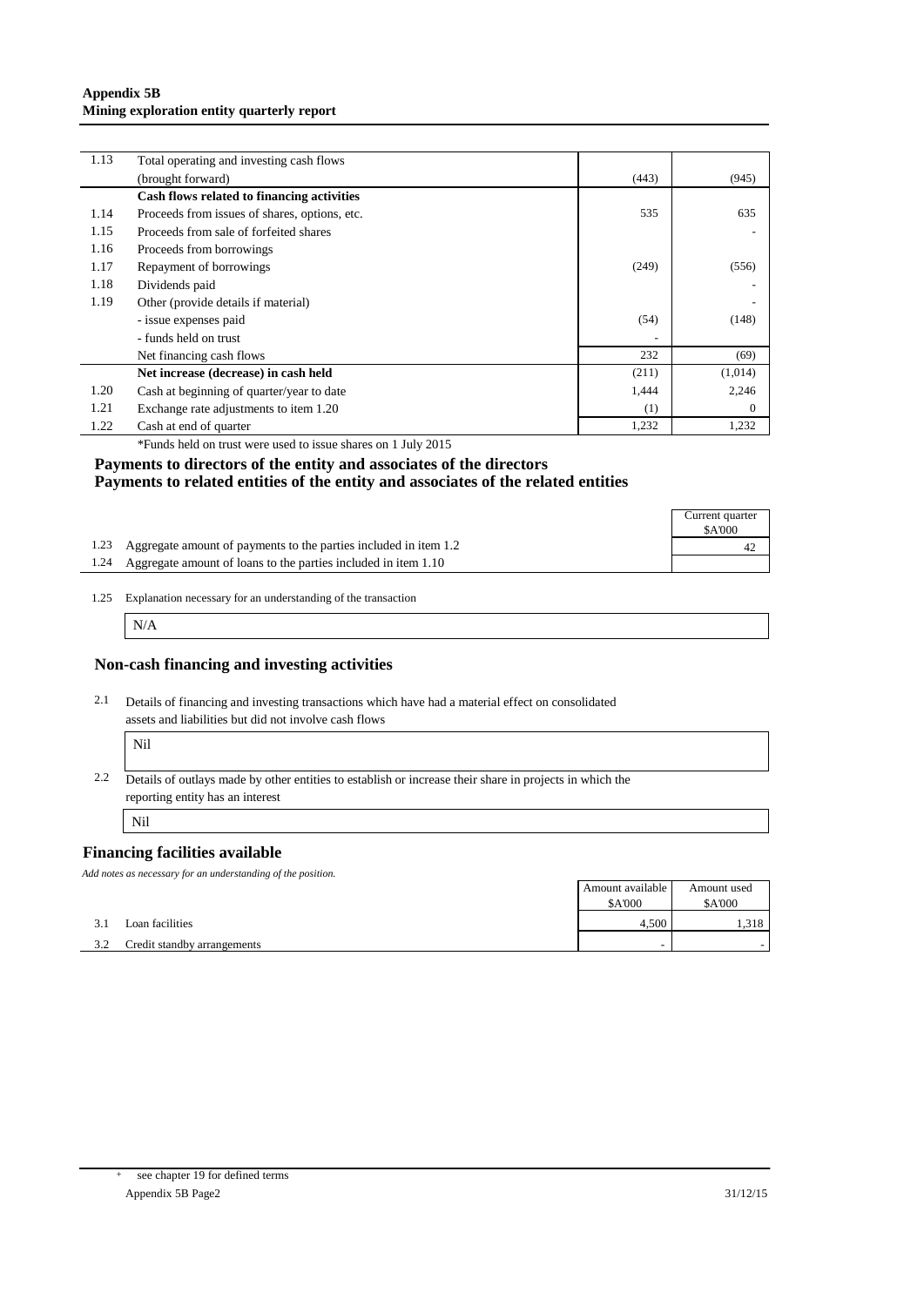**Appendix 5B**
**Mining exploration entity quarterly report**

| | | | |
|---|---|---|---|
| 1.13 | Total operating and investing cash flows (brought forward) | (443) | (945) |
| | **Cash flows related to financing activities** | | |
| 1.14 | Proceeds from issues of shares, options, etc. | 535 | 635 |
| 1.15 | Proceeds from sale of forfeited shares | | - |
| 1.16 | Proceeds from borrowings | | |
| 1.17 | Repayment of borrowings | (249) | (556) |
| 1.18 | Dividends paid | | - |
| 1.19 | Other (provide details if material) | | - |
| | - issue expenses paid | (54) | (148) |
| | - funds held on trust | - | |
| | Net financing cash flows | 232 | (69) |
| | **Net increase (decrease) in cash held** | (211) | (1,014) |
| 1.20 | Cash at beginning of quarter/year to date | 1,444 | 2,246 |
| 1.21 | Exchange rate adjustments to item 1.20 | (1) | 0 |
| 1.22 | Cash at end of quarter | 1,232 | 1,232 |

*Funds held on trust were used to issue shares on 1 July 2015

## Payments to directors of the entity and associates of the directors
## Payments to related entities of the entity and associates of the related entities

| | | Current quarter $A'000 |
|---|---|---|
| 1.23 | Aggregate amount of payments to the parties included in item 1.2 | 42 |
| 1.24 | Aggregate amount of loans to the parties included in item 1.10 | |

1.25 Explanation necessary for an understanding of the transaction

N/A

## Non-cash financing and investing activities

2.1 Details of financing and investing transactions which have had a material effect on consolidated assets and liabilities but did not involve cash flows

Nil

2.2 Details of outlays made by other entities to establish or increase their share in projects in which the reporting entity has an interest

Nil

## Financing facilities available

*Add notes as necessary for an understanding of the position.*

| | | Amount available $A'000 | Amount used $A'000 |
|---|---|---|---|
| 3.1 | Loan facilities | 4,500 | 1,318 |
| 3.2 | Credit standby arrangements | - | - |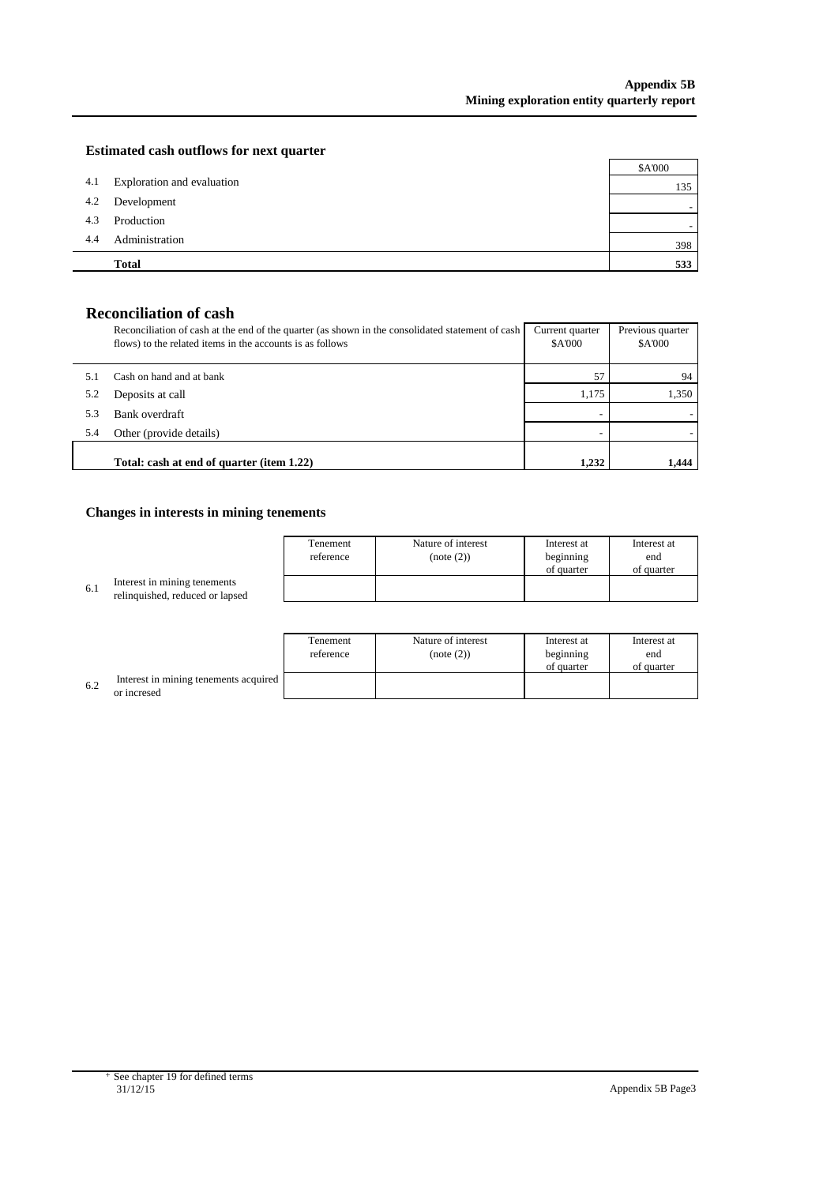## Estimated cash outflows for next quarter

| | | \$A'000 |
|---|---|---|
| 4.1 | Exploration and evaluation | 135 |
| 4.2 | Development | - |
| 4.3 | Production | - |
| 4.4 | Administration | 398 |
| | **Total** | **533** |

## Reconciliation of cash

| | Reconciliation of cash at the end of the quarter (as shown in the consolidated statement of cash flows) to the related items in the accounts is as follows | Current quarter \$A'000 | Previous quarter \$A'000 |
|---|---|---|---|
| 5.1 | Cash on hand and at bank | 57 | 94 |
| 5.2 | Deposits at call | 1,175 | 1,350 |
| 5.3 | Bank overdraft | - | - |
| 5.4 | Other (provide details) | - | - |
| | **Total: cash at end of quarter (item 1.22)** | **1,232** | **1,444** |

## Changes in interests in mining tenements

| | | Tenement reference | Nature of interest (note (2)) | Interest at beginning of quarter | Interest at end of quarter |
|---|---|---|---|---|---|
| 6.1 | Interest in mining tenements relinquished, reduced or lapsed | | | | |

| | | Tenement reference | Nature of interest (note (2)) | Interest at beginning of quarter | Interest at end of quarter |
|---|---|---|---|---|---|
| 6.2 | Interest in mining tenements acquired or incresed | | | | |

+ See chapter 19 for defined terms
31/12/15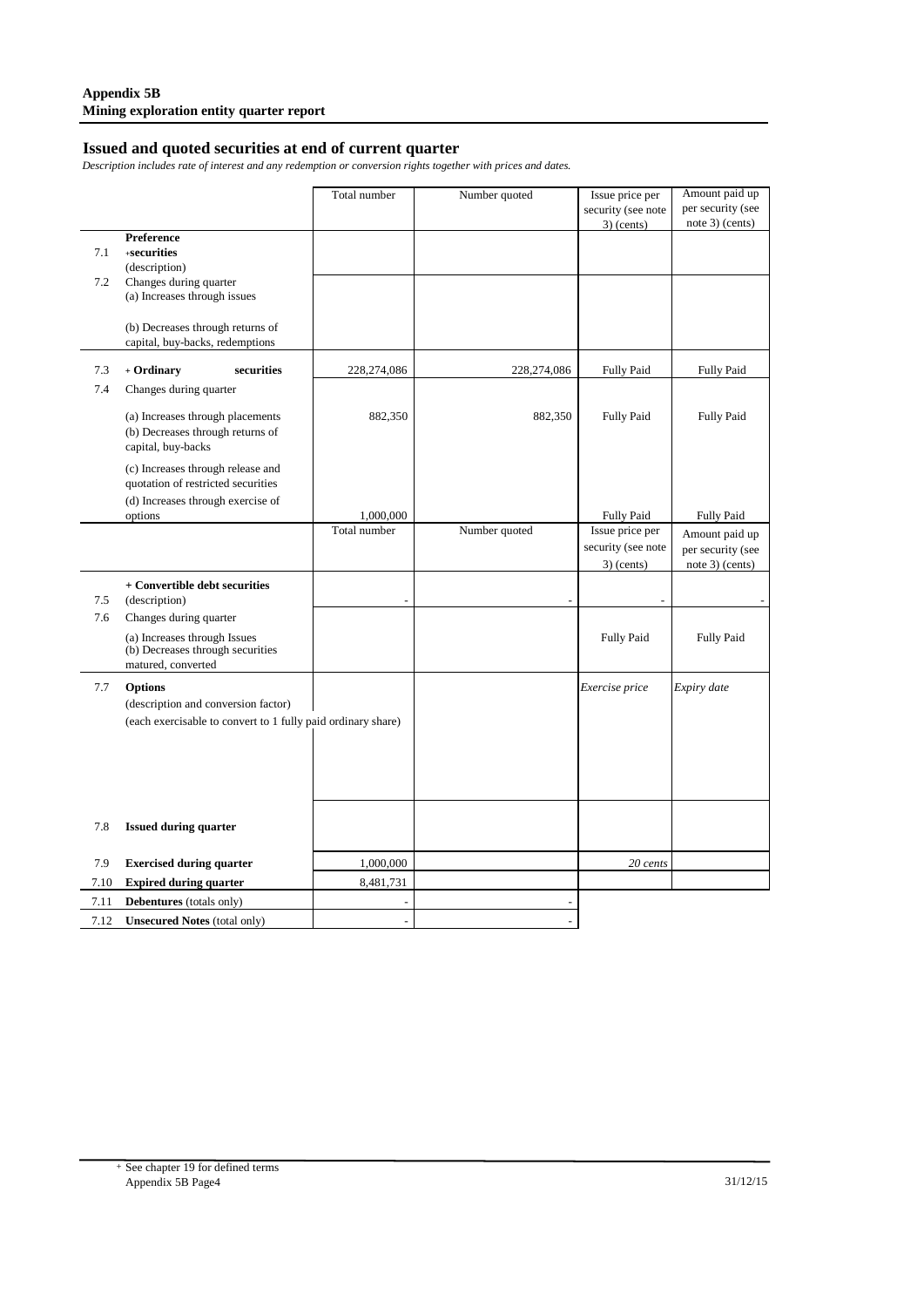**Appendix 5B**
**Mining exploration entity quarter report**

## Issued and quoted securities at end of current quarter

*Description includes rate of interest and any redemption or conversion rights together with prices and dates.*

| | | Total number | Number quoted | Issue price per security (see note 3) (cents) | Amount paid up per security (see note 3) (cents) |
|---|---|---|---|---|---|
| 7.1 | **Preference +securities** (description) | | | | |
| 7.2 | Changes during quarter (a) Increases through issues (b) Decreases through returns of capital, buy-backs, redemptions | | | | |
| 7.3 | **+ Ordinary securities** | 228,274,086 | 228,274,086 | Fully Paid | Fully Paid |
| 7.4 | Changes during quarter | | | | |
| | (a) Increases through placements | 882,350 | 882,350 | Fully Paid | Fully Paid |
| | (b) Decreases through returns of capital, buy-backs | | | | |
| | (c) Increases through release and quotation of restricted securities | | | | |
| | (d) Increases through exercise of options | 1,000,000 | | Fully Paid | Fully Paid |
| | | Total number | Number quoted | Issue price per security (see note 3) (cents) | Amount paid up per security (see note 3) (cents) |
| 7.5 | **+ Convertible debt securities** (description) | - | - | - | - |
| 7.6 | Changes during quarter (a) Increases through Issues (b) Decreases through securities matured, converted | | | Fully Paid | Fully Paid |
| 7.7 | **Options** (description and conversion factor) (each exercisable to convert to 1 fully paid ordinary share) | | | *Exercise price* | *Expiry date* |
| 7.8 | **Issued during quarter** | | | | |
| 7.9 | **Exercised during quarter** | 1,000,000 | | *20 cents* | |
| 7.10 | **Expired during quarter** | 8,481,731 | | | |
| 7.11 | **Debentures** (totals only) | - | - | | |
| 7.12 | **Unsecured Notes** (total only) | - | - | | |

+ See chapter 19 for defined terms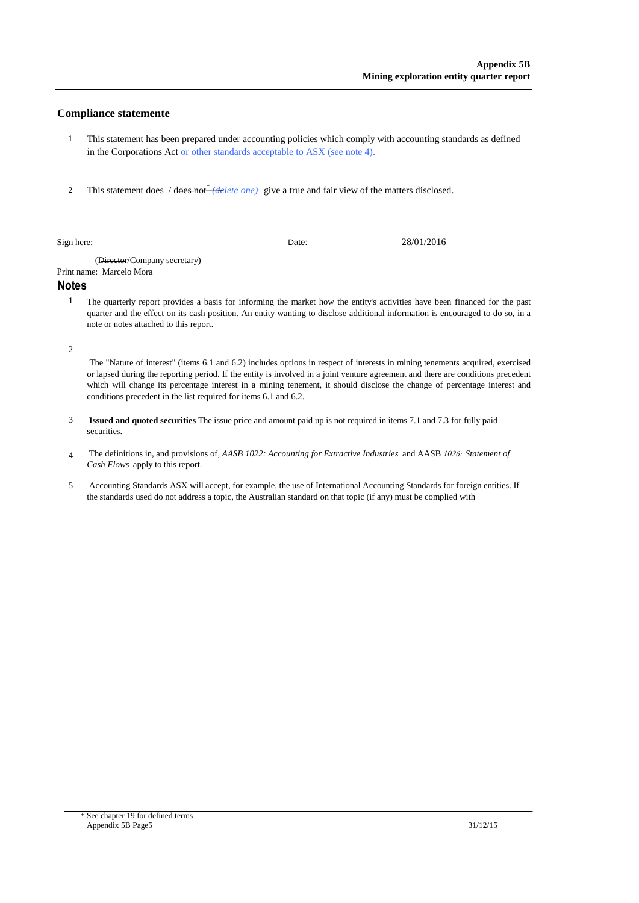## Compliance statemente

1. This statement has been prepared under accounting policies which comply with accounting standards as defined in the Corporations Act or other standards acceptable to ASX (see note 4).

2. This statement does / ~~does not~~* *(delete one)* give a true and fair view of the matters disclosed.

Sign here: ______________________________ Date: 28/01/2016

(~~Director~~/Company secretary)

Print name: Marcelo Mora

## Notes

1. The quarterly report provides a basis for informing the market how the entity's activities have been financed for the past quarter and the effect on its cash position. An entity wanting to disclose additional information is encouraged to do so, in a note or notes attached to this report.

2. The "Nature of interest" (items 6.1 and 6.2) includes options in respect of interests in mining tenements acquired, exercised or lapsed during the reporting period. If the entity is involved in a joint venture agreement and there are conditions precedent which will change its percentage interest in a mining tenement, it should disclose the change of percentage interest and conditions precedent in the list required for items 6.1 and 6.2.

3. **Issued and quoted securities** The issue price and amount paid up is not required in items 7.1 and 7.3 for fully paid securities.

4. The definitions in, and provisions of, *AASB 1022: Accounting for Extractive Industries* and AASB *1026: Statement of Cash Flows* apply to this report.

5. Accounting Standards ASX will accept, for example, the use of International Accounting Standards for foreign entities. If the standards used do not address a topic, the Australian standard on that topic (if any) must be complied with